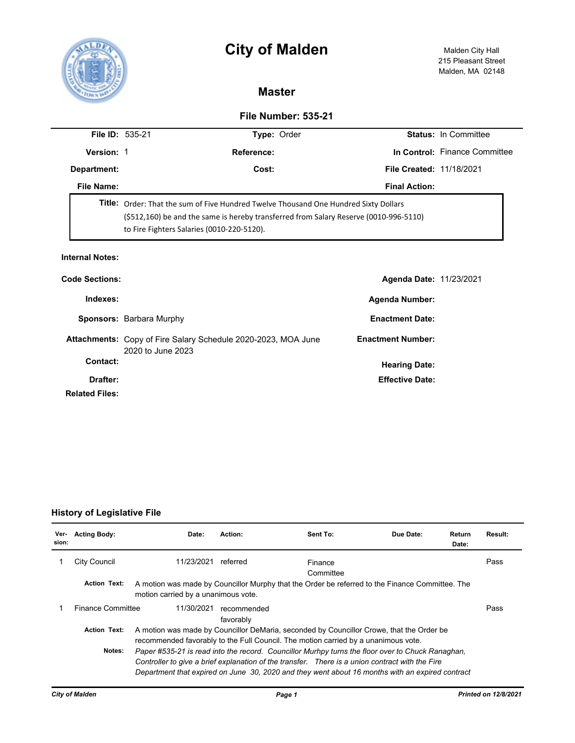# City of Malden

Malden City Hall
215 Pleasant Street
Malden, MA 02148

## Master

### File Number: 535-21

| | | | | | |
|---|---|---|---|---|---|
| **File ID:** | 535-21 | **Type:** | Order | **Status:** | In Committee |
| **Version:** | 1 | **Reference:** | | **In Control:** | Finance Committee |
| **Department:** | | **Cost:** | | **File Created:** | 11/18/2021 |
| **File Name:** | | | | **Final Action:** | |

**Title:** Order: That the sum of Five Hundred Twelve Thousand One Hundred Sixty Dollars ($512,160) be and the same is hereby transferred from Salary Reserve (0010-996-5110) to Fire Fighters Salaries (0010-220-5120).

**Internal Notes:**

**Code Sections:** | **Agenda Date:** 11/23/2021

**Indexes:** | **Agenda Number:**

**Sponsors:** Barbara Murphy | **Enactment Date:**

**Attachments:** Copy of Fire Salary Schedule 2020-2023, MOA June 2020 to June 2023 | **Enactment Number:**

**Contact:** | **Hearing Date:**

**Drafter:** | **Effective Date:**

**Related Files:**

### History of Legislative File

| Version | Acting Body | Date | Action | Sent To | Due Date | Return Date | Result |
|---|---|---|---|---|---|---|---|
| 1 | City Council | 11/23/2021 | referred | Finance Committee | | | Pass |

**Action Text:** A motion was made by Councillor Murphy that the Order be referred to the Finance Committee. The motion carried by a unanimous vote.

| Version | Acting Body | Date | Action | Sent To | Due Date | Return Date | Result |
|---|---|---|---|---|---|---|---|
| 1 | Finance Committee | 11/30/2021 | recommended favorably | | | | Pass |

**Action Text:** A motion was made by Councillor DeMaria, seconded by Councillor Crowe, that the Order be recommended favorably to the Full Council. The motion carried by a unanimous vote.

**Notes:** *Paper #535-21 is read into the record. Councillor Murhpy turns the floor over to Chuck Ranaghan, Controller to give a brief explanation of the transfer. There is a union contract with the Fire Department that expired on June 30, 2020 and they went about 16 months with an expired contract*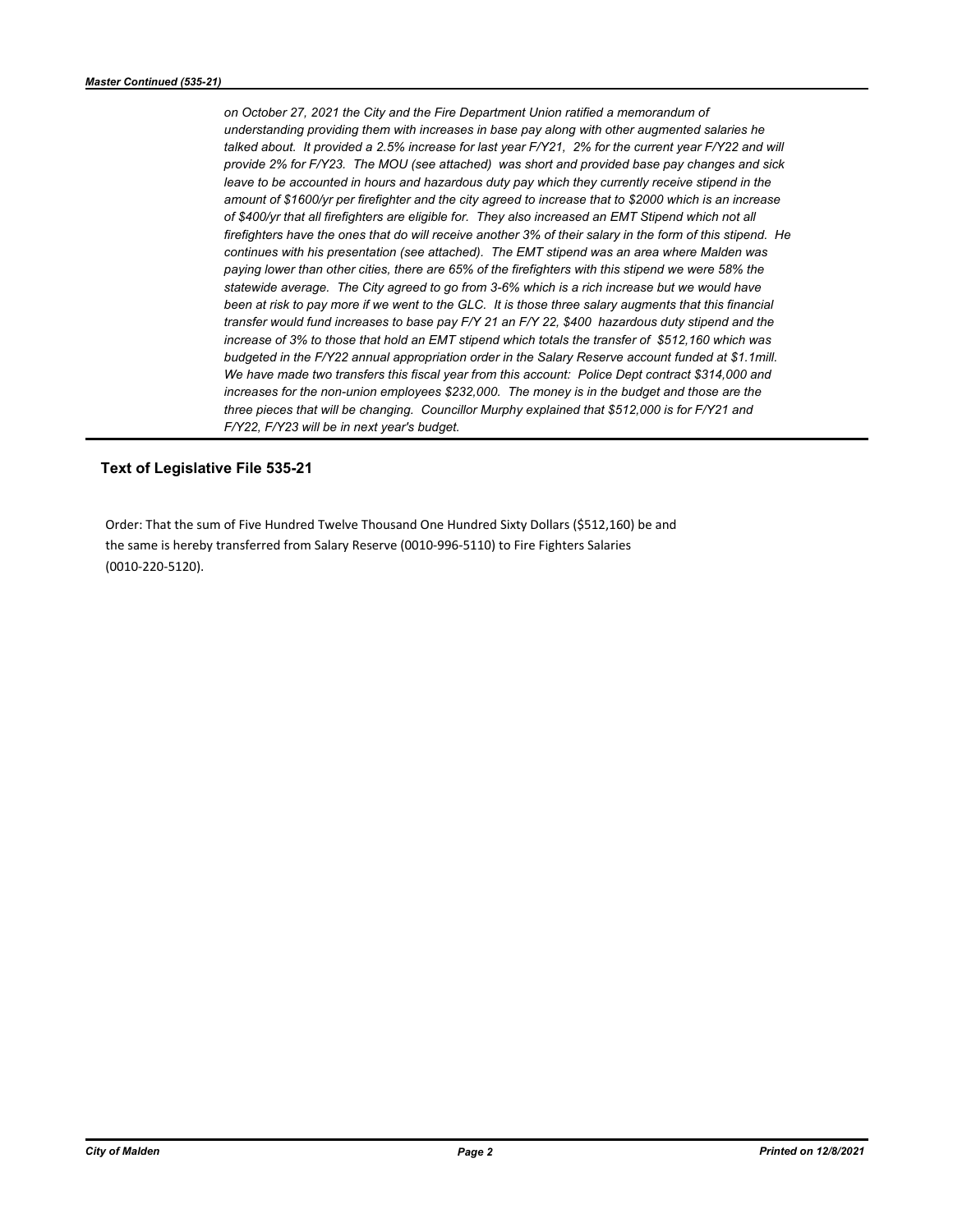*on October 27, 2021 the City and the Fire Department Union ratified a memorandum of understanding providing them with increases in base pay along with other augmented salaries he talked about. It provided a 2.5% increase for last year F/Y21, 2% for the current year F/Y22 and will provide 2% for F/Y23. The MOU (see attached) was short and provided base pay changes and sick leave to be accounted in hours and hazardous duty pay which they currently receive stipend in the amount of $1600/yr per firefighter and the city agreed to increase that to $2000 which is an increase of $400/yr that all firefighters are eligible for. They also increased an EMT Stipend which not all firefighters have the ones that do will receive another 3% of their salary in the form of this stipend. He continues with his presentation (see attached). The EMT stipend was an area where Malden was paying lower than other cities, there are 65% of the firefighters with this stipend we were 58% the statewide average. The City agreed to go from 3-6% which is a rich increase but we would have been at risk to pay more if we went to the GLC. It is those three salary augments that this financial transfer would fund increases to base pay F/Y 21 an F/Y 22, $400 hazardous duty stipend and the increase of 3% to those that hold an EMT stipend which totals the transfer of $512,160 which was budgeted in the F/Y22 annual appropriation order in the Salary Reserve account funded at $1.1mill. We have made two transfers this fiscal year from this account: Police Dept contract $314,000 and increases for the non-union employees $232,000. The money is in the budget and those are the three pieces that will be changing. Councillor Murphy explained that $512,000 is for F/Y21 and F/Y22, F/Y23 will be in next year's budget.*

### Text of Legislative File 535-21

Order: That the sum of Five Hundred Twelve Thousand One Hundred Sixty Dollars ($512,160) be and the same is hereby transferred from Salary Reserve (0010-996-5110) to Fire Fighters Salaries (0010-220-5120).